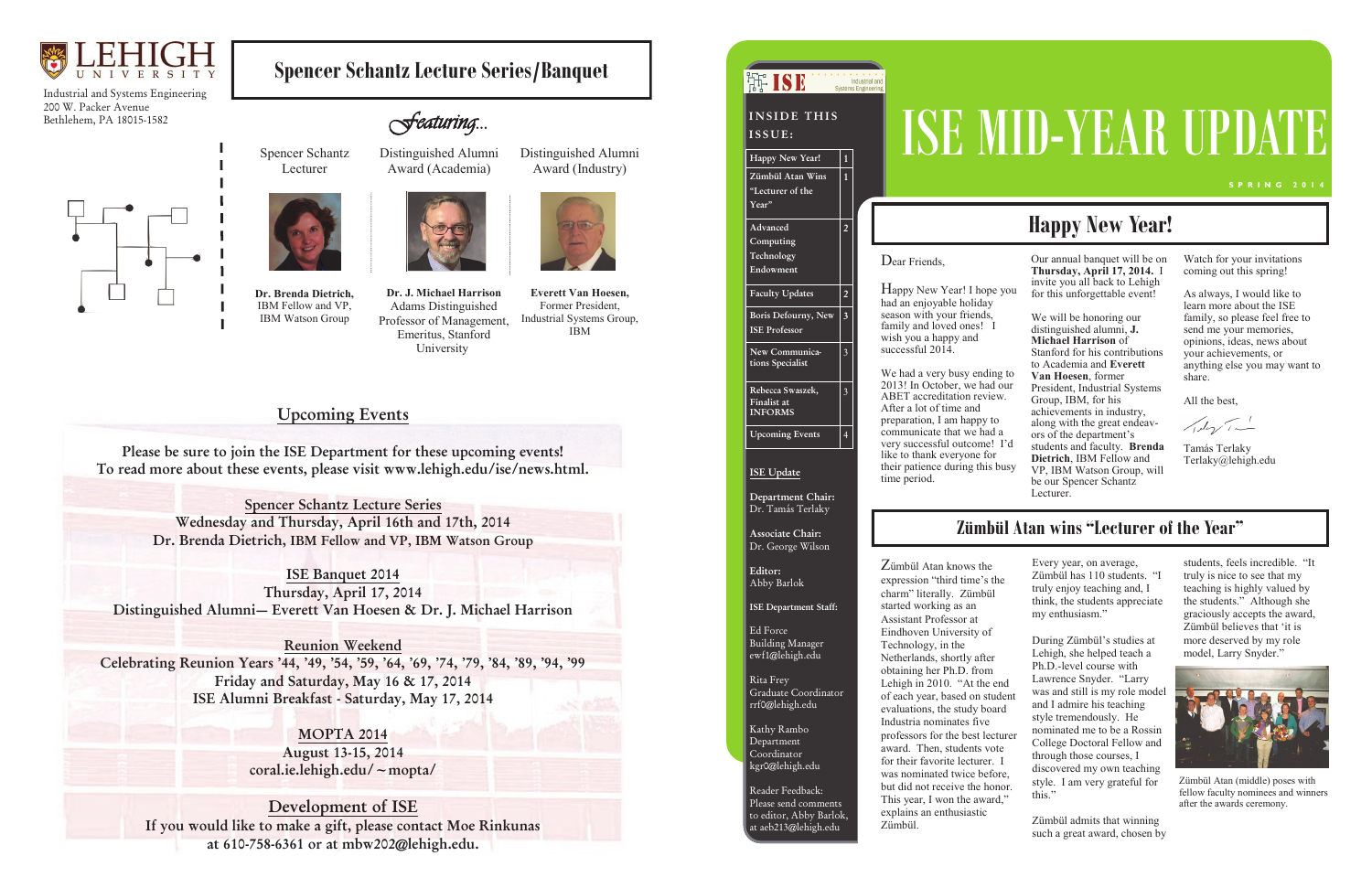LEHIGH UNIVERSITY

Industrial and Systems Engineering
200 W. Packer Avenue
Bethlehem, PA 18015-1582

# Spencer Schantz Lecture Series/Banquet

*Featuring...*

| Spencer Schantz Lecturer | Distinguished Alumni Award (Academia) | Distinguished Alumni Award (Industry) |
|---|---|---|
| **Dr. Brenda Dietrich,** IBM Fellow and VP, IBM Watson Group | **Dr. J. Michael Harrison** Adams Distinguished Professor of Management, Emeritus, Stanford University | **Everett Van Hoesen,** Former President, Industrial Systems Group, IBM |

## Upcoming Events

**Please be sure to join the ISE Department for these upcoming events!**
**To read more about these events, please visit www.lehigh.edu/ise/news.html.**

**Spencer Schantz Lecture Series**
**Wednesday and Thursday, April 16th and 17th, 2014**
**Dr. Brenda Dietrich, IBM Fellow and VP, IBM Watson Group**

**ISE Banquet 2014**
**Thursday, April 17, 2014**
**Distinguished Alumni— Everett Van Hoesen & Dr. J. Michael Harrison**

**Reunion Weekend**
**Celebrating Reunion Years '44, '49, '54, '59, '64, '69, '74, '79, '84, '89, '94, '99**
**Friday and Saturday, May 16 & 17, 2014**
**ISE Alumni Breakfast - Saturday, May 17, 2014**

**MOPTA 2014**
**August 13-15, 2014**
**coral.ie.lehigh.edu/~mopta/**

**Development of ISE**
**If you would like to make a gift, please contact Moe Rinkunas at 610-758-6361 or at mbw202@lehigh.edu.**

ISE Industrial and Systems Engineering

# ISE MID-YEAR UPDATE

SPRING 2014

**INSIDE THIS ISSUE:**

| | |
|---|---|
| Happy New Year! | 1 |
| Zümbül Atan Wins "Lecturer of the Year" | 1 |
| Advanced Computing Technology Endowment | 2 |
| Faculty Updates | 2 |
| Boris Defourny, New ISE Professor | 3 |
| New Communications Specialist | 3 |
| Rebecca Swaszek, Finalist at INFORMS | 3 |
| Upcoming Events | 4 |

**ISE Update**

**Department Chair:**
Dr. Tamás Terlaky

**Associate Chair:**
Dr. George Wilson

**Editor:**
Abby Barlok

**ISE Department Staff:**

Ed Force
Building Manager
ewf1@lehigh.edu

Rita Frey
Graduate Coordinator
rrf0@lehigh.edu

Kathy Rambo
Department Coordinator
kgr0@lehigh.edu

Reader Feedback:
Please send comments to editor, Abby Barlok, at aeb213@lehigh.edu

## Happy New Year!

Dear Friends,

Happy New Year! I hope you had an enjoyable holiday season with your friends, family and loved ones! I wish you a happy and successful 2014.

We had a very busy ending to 2013! In October, we had our ABET accreditation review. After a lot of time and preparation, I am happy to communicate that we had a very successful outcome! I'd like to thank everyone for their patience during this busy time period.

Our annual banquet will be on **Thursday, April 17, 2014.** I invite you all back to Lehigh for this unforgettable event!

We will be honoring our distinguished alumni, **J. Michael Harrison** of Stanford for his contributions to Academia and **Everett Van Hoesen**, former President, Industrial Systems Group, IBM, for his achievements in industry, along with the great endeavors of the department's students and faculty. **Brenda Dietrich**, IBM Fellow and VP, IBM Watson Group, will be our Spencer Schantz Lecturer.

Watch for your invitations coming out this spring!

As always, I would like to learn more about the ISE family, so please feel free to send me your memories, opinions, ideas, news about your achievements, or anything else you may want to share.

All the best,

Tamás Terlaky
Terlaky@lehigh.edu

## Zümbül Atan wins "Lecturer of the Year"

Zümbül Atan knows the expression "third time's the charm" literally. Zümbül started working as an Assistant Professor at Eindhoven University of Technology, in the Netherlands, shortly after obtaining her Ph.D. from Lehigh in 2010. "At the end of each year, based on student evaluations, the study board Industria nominates five professors for the best lecturer award. Then, students vote for their favorite lecturer. I was nominated twice before, but did not receive the honor. This year, I won the award," explains an enthusiastic Zümbül.

Every year, on average, Zümbül has 110 students. "I truly enjoy teaching and, I think, the students appreciate my enthusiasm."

During Zümbül's studies at Lehigh, she helped teach a Ph.D.-level course with Lawrence Snyder. "Larry was and still is my role model and I admire his teaching style tremendously. He nominated me to be a Rossin College Doctoral Fellow and through those courses, I discovered my own teaching style. I am very grateful for this."

Zümbül admits that winning such a great award, chosen by students, feels incredible. "It truly is nice to see that my teaching is highly valued by the students." Although she graciously accepts the award, Zümbül believes that 'it is more deserved by my role model, Larry Snyder."

Zümbül Atan (middle) poses with fellow faculty nominees and winners after the awards ceremony.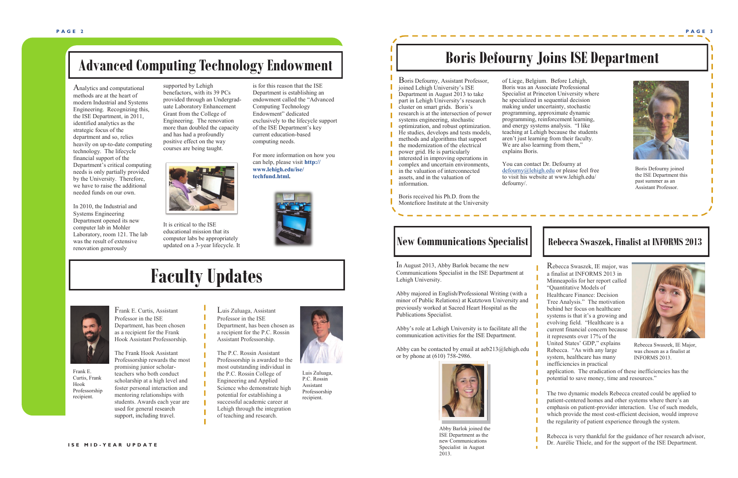# Advanced Computing Technology Endowment

Analytics and computational methods are at the heart of modern Industrial and Systems Engineering. Recognizing this, the ISE Department, in 2011, identified analytics as the strategic focus of the department and so, relies heavily on up-to-date computing technology. The lifecycle financial support of the Department's critical computing needs is only partially provided by the University. Therefore, we have to raise the additional needed funds on our own.

In 2010, the Industrial and Systems Engineering Department opened its new computer lab in Mohler Laboratory, room 121. The lab was the result of extensive renovation generously supported by Lehigh benefactors, with its 39 PCs provided through an Undergraduate Laboratory Enhancement Grant from the College of Engineering. The renovation more than doubled the capacity and has had a profoundly positive effect on the way courses are being taught.

It is critical to the ISE educational mission that its computer labs be appropriately updated on a 3-year lifecycle. It is for this reason that the ISE Department is establishing an endowment called the "Advanced Computing Technology Endowment" dedicated exclusively to the lifecycle support of the ISE Department's key current education-based computing needs.

For more information on how you can help, please visit **http://www.lehigh.edu/ise/techfund.html.**

# Faculty Updates

Frank E. Curtis, Assistant Professor in the ISE Department, has been chosen as a recipient for the Frank Hook Assistant Professorship.

The Frank Hook Assistant Professorship rewards the most promising junior scholar-teachers who both conduct scholarship at a high level and foster personal interaction and mentoring relationships with students. Awards each year are used for general research support, including travel.

Frank E. Curtis, Frank Hook Professorship recipient.

Luis Zuluaga, Assistant Professor in the ISE Department, has been chosen as a recipient for the P.C. Rossin Assistant Professorship.

The P.C. Rossin Assistant Professorship is awarded to the most outstanding individual in the P.C. Rossin College of Engineering and Applied Science who demonstrate high potential for establishing a successful academic career at Lehigh through the integration of teaching and research.

Luis Zuluaga, P.C. Rossin Assistant Professorship recipient.

# Boris Defourny Joins ISE Department

Boris Defourny, Assistant Professor, joined Lehigh University's ISE Department in August 2013 to take part in Lehigh University's research cluster on smart grids. Boris's research is at the intersection of power systems engineering, stochastic optimization, and robust optimization. He studies, develops and tests models, methods and algorithms that support the modernization of the electrical power grid. He is particularly interested in improving operations in complex and uncertain environments, in the valuation of interconnected assets, and in the valuation of information.

Boris received his Ph.D. from the Montefiore Institute at the University of Liege, Belgium. Before Lehigh, Boris was an Associate Professional Specialist at Princeton University where he specialized in sequential decision making under uncertainty, stochastic programming, approximate dynamic programming, reinforcement learning, and energy systems analysis. "I like teaching at Lehigh because the students aren't just learning from their faculty. We are also learning from them," explains Boris.

You can contact Dr. Defourny at defourny@lehigh.edu or please feel free to visit his website at www.lehigh.edu/defourny/.

Boris Defourny joined the ISE Department this past summer as an Assistant Professor.

# New Communications Specialist

In August 2013, Abby Barlok became the new Communications Specialist in the ISE Department at Lehigh University.

Abby majored in English/Professional Writing (with a minor of Public Relations) at Kutztown University and previously worked at Sacred Heart Hospital as the Publications Specialist.

Abby's role at Lehigh University is to facilitate all the communication activities for the ISE Department.

Abby can be contacted by email at aeb213@lehigh.edu or by phone at (610) 758-2986.

Abby Barlok joined the ISE Department as the new Communications Specialist in August 2013.

# Rebecca Swaszek, Finalist at INFORMS 2013

Rebecca Swaszek, IE major, was a finalist at INFORMS 2013 in Minneapolis for her report called "Quantitative Models of Healthcare Finance: Decision Tree Analysis." The motivation behind her focus on healthcare systems is that it's a growing and evolving field. "Healthcare is a current financial concern because it represents over 17% of the United States' GDP," explains Rebecca. "As with any large system, healthcare has many inefficiencies in practical application. The eradication of these inefficiencies has the potential to save money, time and resources."

The two dynamic models Rebecca created could be applied to patient-centered homes and other systems where there's an emphasis on patient-provider interaction. Use of such models, which provide the most cost-efficient decision, would improve the regularity of patient experience through the system.

Rebecca is very thankful for the guidance of her research advisor, Dr. Aurélie Thiele, and for the support of the ISE Department.

Rebecca Swaszek, IE Major, was chosen as a finalist at INFORMS 2013.